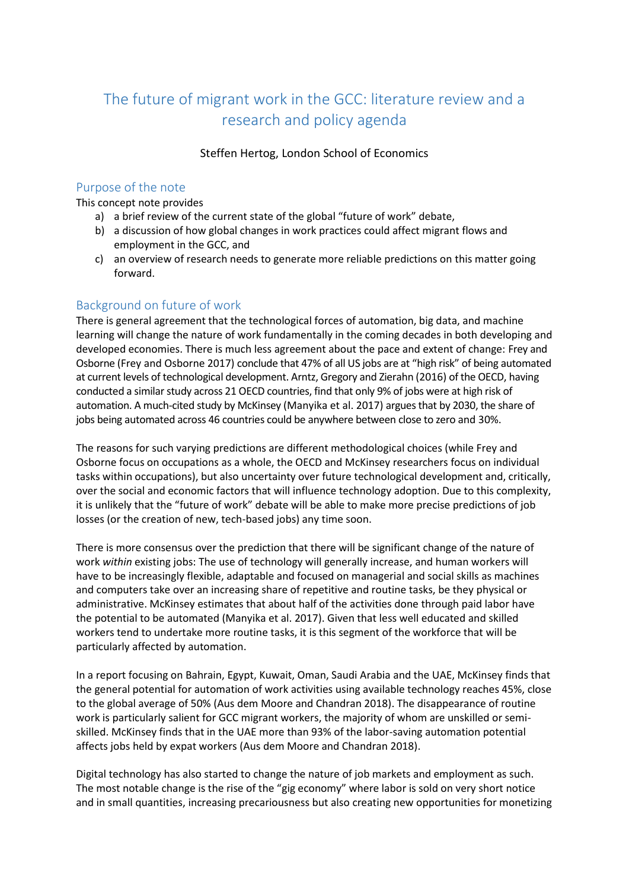# The future of migrant work in the GCC: literature review and a research and policy agenda

Steffen Hertog, London School of Economics

## Purpose of the note

This concept note provides

a) a brief review of the current state of the global "future of work" debate,
b) a discussion of how global changes in work practices could affect migrant flows and employment in the GCC, and
c) an overview of research needs to generate more reliable predictions on this matter going forward.

## Background on future of work

There is general agreement that the technological forces of automation, big data, and machine learning will change the nature of work fundamentally in the coming decades in both developing and developed economies. There is much less agreement about the pace and extent of change: Frey and Osborne (Frey and Osborne 2017) conclude that 47% of all US jobs are at "high risk" of being automated at current levels of technological development. Arntz, Gregory and Zierahn (2016) of the OECD, having conducted a similar study across 21 OECD countries, find that only 9% of jobs were at high risk of automation. A much-cited study by McKinsey (Manyika et al. 2017) argues that by 2030, the share of jobs being automated across 46 countries could be anywhere between close to zero and 30%.

The reasons for such varying predictions are different methodological choices (while Frey and Osborne focus on occupations as a whole, the OECD and McKinsey researchers focus on individual tasks within occupations), but also uncertainty over future technological development and, critically, over the social and economic factors that will influence technology adoption. Due to this complexity, it is unlikely that the "future of work" debate will be able to make more precise predictions of job losses (or the creation of new, tech-based jobs) any time soon.

There is more consensus over the prediction that there will be significant change of the nature of work *within* existing jobs: The use of technology will generally increase, and human workers will have to be increasingly flexible, adaptable and focused on managerial and social skills as machines and computers take over an increasing share of repetitive and routine tasks, be they physical or administrative. McKinsey estimates that about half of the activities done through paid labor have the potential to be automated (Manyika et al. 2017). Given that less well educated and skilled workers tend to undertake more routine tasks, it is this segment of the workforce that will be particularly affected by automation.

In a report focusing on Bahrain, Egypt, Kuwait, Oman, Saudi Arabia and the UAE, McKinsey finds that the general potential for automation of work activities using available technology reaches 45%, close to the global average of 50% (Aus dem Moore and Chandran 2018). The disappearance of routine work is particularly salient for GCC migrant workers, the majority of whom are unskilled or semi-skilled. McKinsey finds that in the UAE more than 93% of the labor-saving automation potential affects jobs held by expat workers (Aus dem Moore and Chandran 2018).

Digital technology has also started to change the nature of job markets and employment as such. The most notable change is the rise of the "gig economy" where labor is sold on very short notice and in small quantities, increasing precariousness but also creating new opportunities for monetizing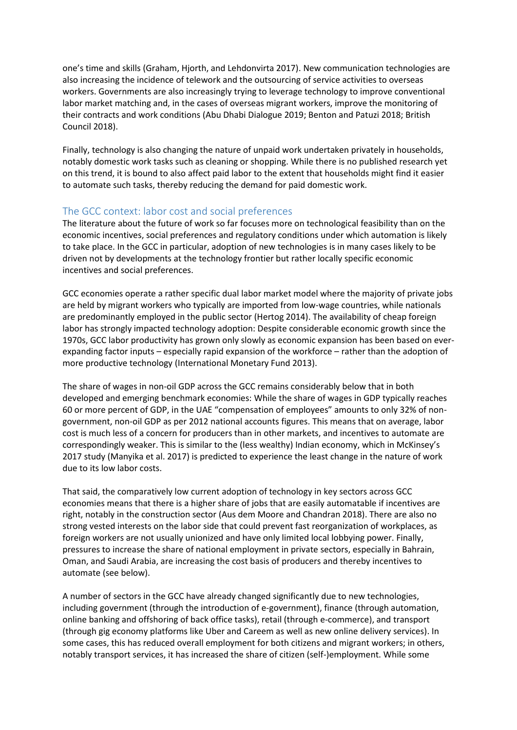one's time and skills (Graham, Hjorth, and Lehdonvirta 2017). New communication technologies are also increasing the incidence of telework and the outsourcing of service activities to overseas workers. Governments are also increasingly trying to leverage technology to improve conventional labor market matching and, in the cases of overseas migrant workers, improve the monitoring of their contracts and work conditions (Abu Dhabi Dialogue 2019; Benton and Patuzi 2018; British Council 2018).

Finally, technology is also changing the nature of unpaid work undertaken privately in households, notably domestic work tasks such as cleaning or shopping. While there is no published research yet on this trend, it is bound to also affect paid labor to the extent that households might find it easier to automate such tasks, thereby reducing the demand for paid domestic work.

## The GCC context: labor cost and social preferences

The literature about the future of work so far focuses more on technological feasibility than on the economic incentives, social preferences and regulatory conditions under which automation is likely to take place. In the GCC in particular, adoption of new technologies is in many cases likely to be driven not by developments at the technology frontier but rather locally specific economic incentives and social preferences.

GCC economies operate a rather specific dual labor market model where the majority of private jobs are held by migrant workers who typically are imported from low-wage countries, while nationals are predominantly employed in the public sector (Hertog 2014). The availability of cheap foreign labor has strongly impacted technology adoption: Despite considerable economic growth since the 1970s, GCC labor productivity has grown only slowly as economic expansion has been based on ever-expanding factor inputs – especially rapid expansion of the workforce – rather than the adoption of more productive technology (International Monetary Fund 2013).

The share of wages in non-oil GDP across the GCC remains considerably below that in both developed and emerging benchmark economies: While the share of wages in GDP typically reaches 60 or more percent of GDP, in the UAE "compensation of employees" amounts to only 32% of non-government, non-oil GDP as per 2012 national accounts figures. This means that on average, labor cost is much less of a concern for producers than in other markets, and incentives to automate are correspondingly weaker. This is similar to the (less wealthy) Indian economy, which in McKinsey's 2017 study (Manyika et al. 2017) is predicted to experience the least change in the nature of work due to its low labor costs.

That said, the comparatively low current adoption of technology in key sectors across GCC economies means that there is a higher share of jobs that are easily automatable if incentives are right, notably in the construction sector (Aus dem Moore and Chandran 2018). There are also no strong vested interests on the labor side that could prevent fast reorganization of workplaces, as foreign workers are not usually unionized and have only limited local lobbying power. Finally, pressures to increase the share of national employment in private sectors, especially in Bahrain, Oman, and Saudi Arabia, are increasing the cost basis of producers and thereby incentives to automate (see below).

A number of sectors in the GCC have already changed significantly due to new technologies, including government (through the introduction of e-government), finance (through automation, online banking and offshoring of back office tasks), retail (through e-commerce), and transport (through gig economy platforms like Uber and Careem as well as new online delivery services). In some cases, this has reduced overall employment for both citizens and migrant workers; in others, notably transport services, it has increased the share of citizen (self-)employment. While some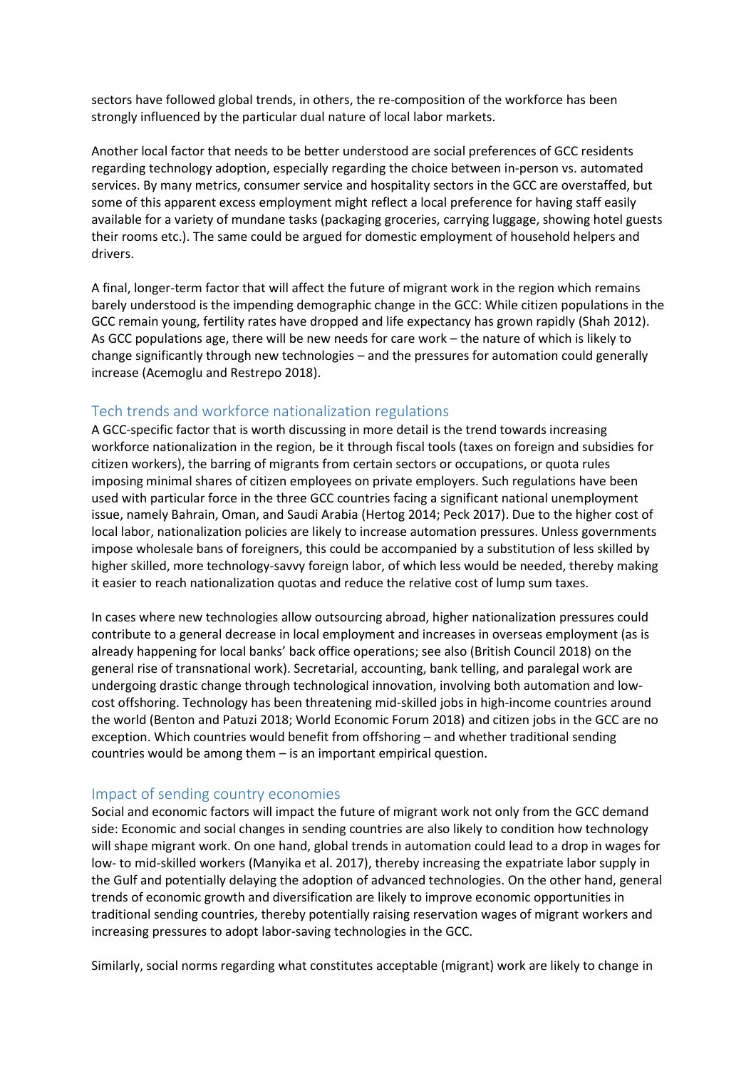sectors have followed global trends, in others, the re-composition of the workforce has been strongly influenced by the particular dual nature of local labor markets.

Another local factor that needs to be better understood are social preferences of GCC residents regarding technology adoption, especially regarding the choice between in-person vs. automated services. By many metrics, consumer service and hospitality sectors in the GCC are overstaffed, but some of this apparent excess employment might reflect a local preference for having staff easily available for a variety of mundane tasks (packaging groceries, carrying luggage, showing hotel guests their rooms etc.). The same could be argued for domestic employment of household helpers and drivers.

A final, longer-term factor that will affect the future of migrant work in the region which remains barely understood is the impending demographic change in the GCC: While citizen populations in the GCC remain young, fertility rates have dropped and life expectancy has grown rapidly (Shah 2012). As GCC populations age, there will be new needs for care work – the nature of which is likely to change significantly through new technologies – and the pressures for automation could generally increase (Acemoglu and Restrepo 2018).

## Tech trends and workforce nationalization regulations

A GCC-specific factor that is worth discussing in more detail is the trend towards increasing workforce nationalization in the region, be it through fiscal tools (taxes on foreign and subsidies for citizen workers), the barring of migrants from certain sectors or occupations, or quota rules imposing minimal shares of citizen employees on private employers. Such regulations have been used with particular force in the three GCC countries facing a significant national unemployment issue, namely Bahrain, Oman, and Saudi Arabia (Hertog 2014; Peck 2017). Due to the higher cost of local labor, nationalization policies are likely to increase automation pressures. Unless governments impose wholesale bans of foreigners, this could be accompanied by a substitution of less skilled by higher skilled, more technology-savvy foreign labor, of which less would be needed, thereby making it easier to reach nationalization quotas and reduce the relative cost of lump sum taxes.

In cases where new technologies allow outsourcing abroad, higher nationalization pressures could contribute to a general decrease in local employment and increases in overseas employment (as is already happening for local banks' back office operations; see also (British Council 2018) on the general rise of transnational work). Secretarial, accounting, bank telling, and paralegal work are undergoing drastic change through technological innovation, involving both automation and low-cost offshoring. Technology has been threatening mid-skilled jobs in high-income countries around the world (Benton and Patuzi 2018; World Economic Forum 2018) and citizen jobs in the GCC are no exception. Which countries would benefit from offshoring – and whether traditional sending countries would be among them – is an important empirical question.

## Impact of sending country economies

Social and economic factors will impact the future of migrant work not only from the GCC demand side: Economic and social changes in sending countries are also likely to condition how technology will shape migrant work. On one hand, global trends in automation could lead to a drop in wages for low- to mid-skilled workers (Manyika et al. 2017), thereby increasing the expatriate labor supply in the Gulf and potentially delaying the adoption of advanced technologies. On the other hand, general trends of economic growth and diversification are likely to improve economic opportunities in traditional sending countries, thereby potentially raising reservation wages of migrant workers and increasing pressures to adopt labor-saving technologies in the GCC.

Similarly, social norms regarding what constitutes acceptable (migrant) work are likely to change in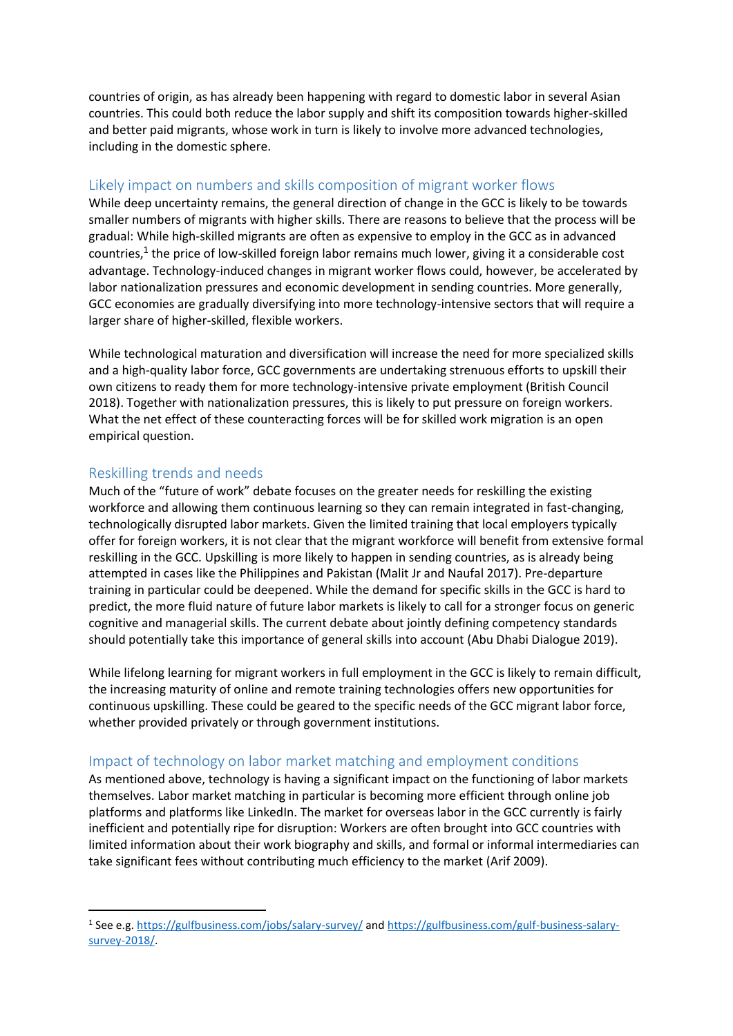countries of origin, as has already been happening with regard to domestic labor in several Asian countries. This could both reduce the labor supply and shift its composition towards higher-skilled and better paid migrants, whose work in turn is likely to involve more advanced technologies, including in the domestic sphere.

## Likely impact on numbers and skills composition of migrant worker flows

While deep uncertainty remains, the general direction of change in the GCC is likely to be towards smaller numbers of migrants with higher skills. There are reasons to believe that the process will be gradual: While high-skilled migrants are often as expensive to employ in the GCC as in advanced countries,[1] the price of low-skilled foreign labor remains much lower, giving it a considerable cost advantage. Technology-induced changes in migrant worker flows could, however, be accelerated by labor nationalization pressures and economic development in sending countries. More generally, GCC economies are gradually diversifying into more technology-intensive sectors that will require a larger share of higher-skilled, flexible workers.

While technological maturation and diversification will increase the need for more specialized skills and a high-quality labor force, GCC governments are undertaking strenuous efforts to upskill their own citizens to ready them for more technology-intensive private employment (British Council 2018). Together with nationalization pressures, this is likely to put pressure on foreign workers. What the net effect of these counteracting forces will be for skilled work migration is an open empirical question.

## Reskilling trends and needs

Much of the "future of work" debate focuses on the greater needs for reskilling the existing workforce and allowing them continuous learning so they can remain integrated in fast-changing, technologically disrupted labor markets. Given the limited training that local employers typically offer for foreign workers, it is not clear that the migrant workforce will benefit from extensive formal reskilling in the GCC. Upskilling is more likely to happen in sending countries, as is already being attempted in cases like the Philippines and Pakistan (Malit Jr and Naufal 2017). Pre-departure training in particular could be deepened. While the demand for specific skills in the GCC is hard to predict, the more fluid nature of future labor markets is likely to call for a stronger focus on generic cognitive and managerial skills. The current debate about jointly defining competency standards should potentially take this importance of general skills into account (Abu Dhabi Dialogue 2019).

While lifelong learning for migrant workers in full employment in the GCC is likely to remain difficult, the increasing maturity of online and remote training technologies offers new opportunities for continuous upskilling. These could be geared to the specific needs of the GCC migrant labor force, whether provided privately or through government institutions.

## Impact of technology on labor market matching and employment conditions

As mentioned above, technology is having a significant impact on the functioning of labor markets themselves. Labor market matching in particular is becoming more efficient through online job platforms and platforms like LinkedIn. The market for overseas labor in the GCC currently is fairly inefficient and potentially ripe for disruption: Workers are often brought into GCC countries with limited information about their work biography and skills, and formal or informal intermediaries can take significant fees without contributing much efficiency to the market (Arif 2009).

---

[1] See e.g. https://gulfbusiness.com/jobs/salary-survey/ and https://gulfbusiness.com/gulf-business-salary-survey-2018/.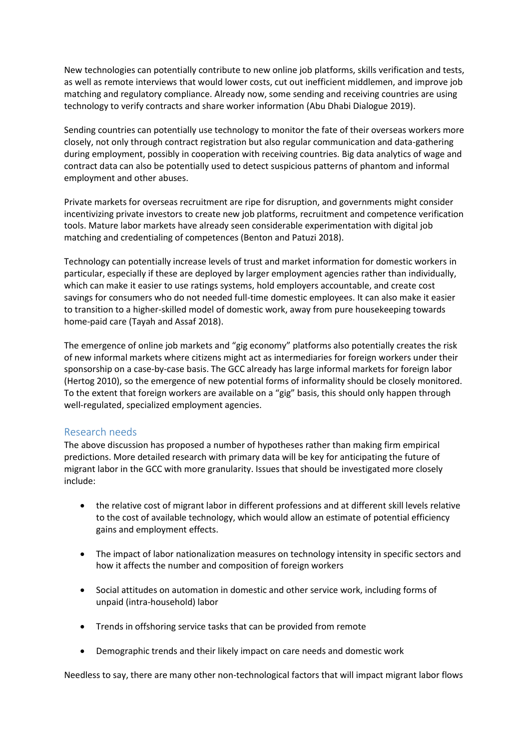New technologies can potentially contribute to new online job platforms, skills verification and tests, as well as remote interviews that would lower costs, cut out inefficient middlemen, and improve job matching and regulatory compliance. Already now, some sending and receiving countries are using technology to verify contracts and share worker information (Abu Dhabi Dialogue 2019).

Sending countries can potentially use technology to monitor the fate of their overseas workers more closely, not only through contract registration but also regular communication and data-gathering during employment, possibly in cooperation with receiving countries. Big data analytics of wage and contract data can also be potentially used to detect suspicious patterns of phantom and informal employment and other abuses.

Private markets for overseas recruitment are ripe for disruption, and governments might consider incentivizing private investors to create new job platforms, recruitment and competence verification tools. Mature labor markets have already seen considerable experimentation with digital job matching and credentialing of competences (Benton and Patuzi 2018).

Technology can potentially increase levels of trust and market information for domestic workers in particular, especially if these are deployed by larger employment agencies rather than individually, which can make it easier to use ratings systems, hold employers accountable, and create cost savings for consumers who do not needed full-time domestic employees. It can also make it easier to transition to a higher-skilled model of domestic work, away from pure housekeeping towards home-paid care (Tayah and Assaf 2018).

The emergence of online job markets and "gig economy" platforms also potentially creates the risk of new informal markets where citizens might act as intermediaries for foreign workers under their sponsorship on a case-by-case basis. The GCC already has large informal markets for foreign labor (Hertog 2010), so the emergence of new potential forms of informality should be closely monitored. To the extent that foreign workers are available on a "gig" basis, this should only happen through well-regulated, specialized employment agencies.

## Research needs

The above discussion has proposed a number of hypotheses rather than making firm empirical predictions. More detailed research with primary data will be key for anticipating the future of migrant labor in the GCC with more granularity. Issues that should be investigated more closely include:

- the relative cost of migrant labor in different professions and at different skill levels relative to the cost of available technology, which would allow an estimate of potential efficiency gains and employment effects.
- The impact of labor nationalization measures on technology intensity in specific sectors and how it affects the number and composition of foreign workers
- Social attitudes on automation in domestic and other service work, including forms of unpaid (intra-household) labor
- Trends in offshoring service tasks that can be provided from remote
- Demographic trends and their likely impact on care needs and domestic work

Needless to say, there are many other non-technological factors that will impact migrant labor flows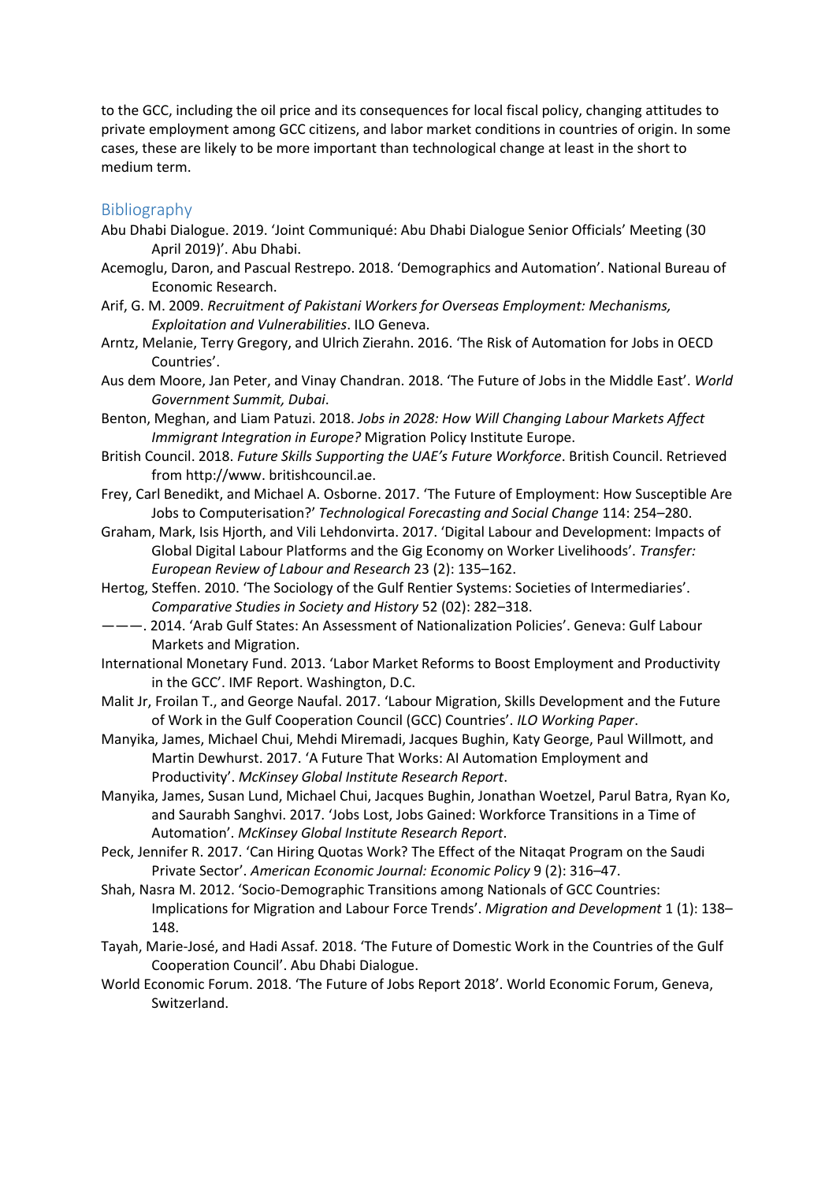to the GCC, including the oil price and its consequences for local fiscal policy, changing attitudes to private employment among GCC citizens, and labor market conditions in countries of origin. In some cases, these are likely to be more important than technological change at least in the short to medium term.

## Bibliography

Abu Dhabi Dialogue. 2019. 'Joint Communiqué: Abu Dhabi Dialogue Senior Officials' Meeting (30 April 2019)'. Abu Dhabi.

Acemoglu, Daron, and Pascual Restrepo. 2018. 'Demographics and Automation'. National Bureau of Economic Research.

Arif, G. M. 2009. *Recruitment of Pakistani Workers for Overseas Employment: Mechanisms, Exploitation and Vulnerabilities*. ILO Geneva.

Arntz, Melanie, Terry Gregory, and Ulrich Zierahn. 2016. 'The Risk of Automation for Jobs in OECD Countries'.

Aus dem Moore, Jan Peter, and Vinay Chandran. 2018. 'The Future of Jobs in the Middle East'. *World Government Summit, Dubai*.

Benton, Meghan, and Liam Patuzi. 2018. *Jobs in 2028: How Will Changing Labour Markets Affect Immigrant Integration in Europe?* Migration Policy Institute Europe.

British Council. 2018. *Future Skills Supporting the UAE's Future Workforce*. British Council. Retrieved from http://www. britishcouncil.ae.

Frey, Carl Benedikt, and Michael A. Osborne. 2017. 'The Future of Employment: How Susceptible Are Jobs to Computerisation?' *Technological Forecasting and Social Change* 114: 254–280.

Graham, Mark, Isis Hjorth, and Vili Lehdonvirta. 2017. 'Digital Labour and Development: Impacts of Global Digital Labour Platforms and the Gig Economy on Worker Livelihoods'. *Transfer: European Review of Labour and Research* 23 (2): 135–162.

Hertog, Steffen. 2010. 'The Sociology of the Gulf Rentier Systems: Societies of Intermediaries'. *Comparative Studies in Society and History* 52 (02): 282–318.

———. 2014. 'Arab Gulf States: An Assessment of Nationalization Policies'. Geneva: Gulf Labour Markets and Migration.

International Monetary Fund. 2013. 'Labor Market Reforms to Boost Employment and Productivity in the GCC'. IMF Report. Washington, D.C.

Malit Jr, Froilan T., and George Naufal. 2017. 'Labour Migration, Skills Development and the Future of Work in the Gulf Cooperation Council (GCC) Countries'. *ILO Working Paper*.

Manyika, James, Michael Chui, Mehdi Miremadi, Jacques Bughin, Katy George, Paul Willmott, and Martin Dewhurst. 2017. 'A Future That Works: AI Automation Employment and Productivity'. *McKinsey Global Institute Research Report*.

Manyika, James, Susan Lund, Michael Chui, Jacques Bughin, Jonathan Woetzel, Parul Batra, Ryan Ko, and Saurabh Sanghvi. 2017. 'Jobs Lost, Jobs Gained: Workforce Transitions in a Time of Automation'. *McKinsey Global Institute Research Report*.

Peck, Jennifer R. 2017. 'Can Hiring Quotas Work? The Effect of the Nitaqat Program on the Saudi Private Sector'. *American Economic Journal: Economic Policy* 9 (2): 316–47.

Shah, Nasra M. 2012. 'Socio-Demographic Transitions among Nationals of GCC Countries: Implications for Migration and Labour Force Trends'. *Migration and Development* 1 (1): 138–148.

Tayah, Marie-José, and Hadi Assaf. 2018. 'The Future of Domestic Work in the Countries of the Gulf Cooperation Council'. Abu Dhabi Dialogue.

World Economic Forum. 2018. 'The Future of Jobs Report 2018'. World Economic Forum, Geneva, Switzerland.